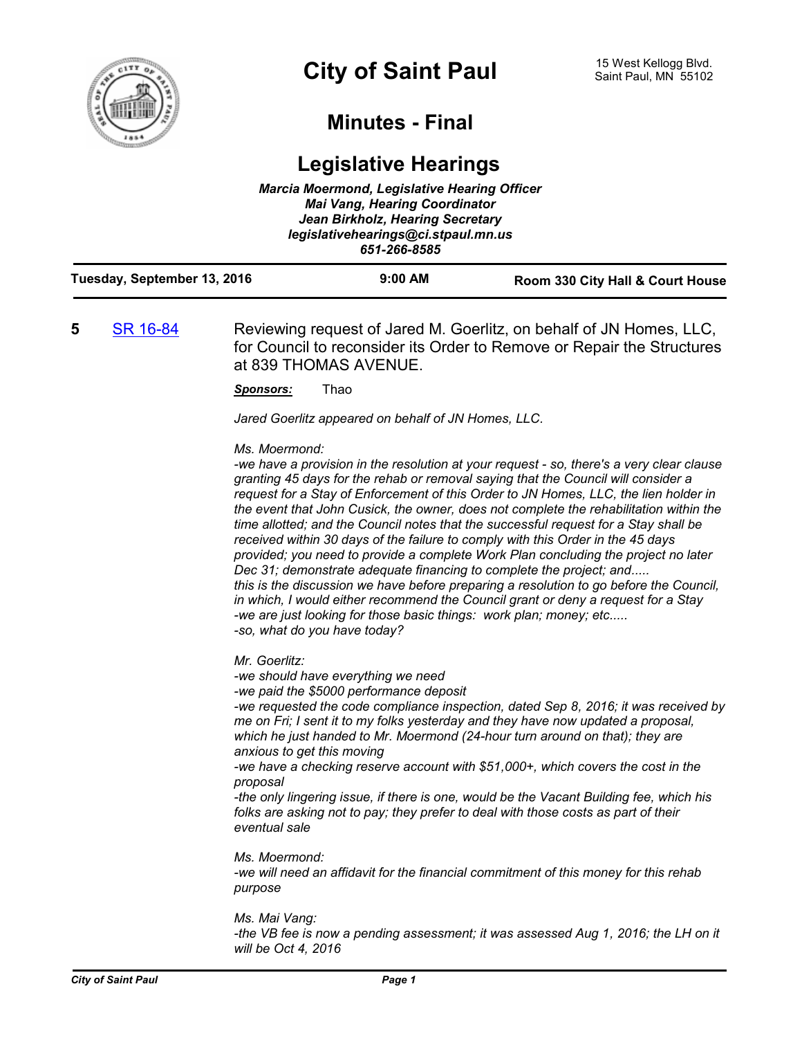# City of Saint Paul

15 West Kellogg Blvd.
Saint Paul, MN 55102

## Minutes - Final

## Legislative Hearings

***Marcia Moermond, Legislative Hearing Officer***
***Mai Vang, Hearing Coordinator***
***Jean Birkholz, Hearing Secretary***
***legislativehearings@ci.stpaul.mn.us***
***651-266-8585***

**Tuesday, September 13, 2016** | **9:00 AM** | **Room 330 City Hall & Court House**

---

**5** SR 16-84 — Reviewing request of Jared M. Goerlitz, on behalf of JN Homes, LLC, for Council to reconsider its Order to Remove or Repair the Structures at 839 THOMAS AVENUE.

***Sponsors:*** Thao

*Jared Goerlitz appeared on behalf of JN Homes, LLC.*

*Ms. Moermond:*
*-we have a provision in the resolution at your request - so, there's a very clear clause granting 45 days for the rehab or removal saying that the Council will consider a request for a Stay of Enforcement of this Order to JN Homes, LLC, the lien holder in the event that John Cusick, the owner, does not complete the rehabilitation within the time allotted; and the Council notes that the successful request for a Stay shall be received within 30 days of the failure to comply with this Order in the 45 days provided; you need to provide a complete Work Plan concluding the project no later Dec 31; demonstrate adequate financing to complete the project; and.....*
*this is the discussion we have before preparing a resolution to go before the Council, in which, I would either recommend the Council grant or deny a request for a Stay*
*-we are just looking for those basic things: work plan; money; etc.....*
*-so, what do you have today?*

*Mr. Goerlitz:*
*-we should have everything we need*
*-we paid the $5000 performance deposit*
*-we requested the code compliance inspection, dated Sep 8, 2016; it was received by me on Fri; I sent it to my folks yesterday and they have now updated a proposal, which he just handed to Mr. Moermond (24-hour turn around on that); they are anxious to get this moving*
*-we have a checking reserve account with $51,000+, which covers the cost in the proposal*
*-the only lingering issue, if there is one, would be the Vacant Building fee, which his folks are asking not to pay; they prefer to deal with those costs as part of their eventual sale*

*Ms. Moermond:*
*-we will need an affidavit for the financial commitment of this money for this rehab purpose*

*Ms. Mai Vang:*
*-the VB fee is now a pending assessment; it was assessed Aug 1, 2016; the LH on it will be Oct 4, 2016*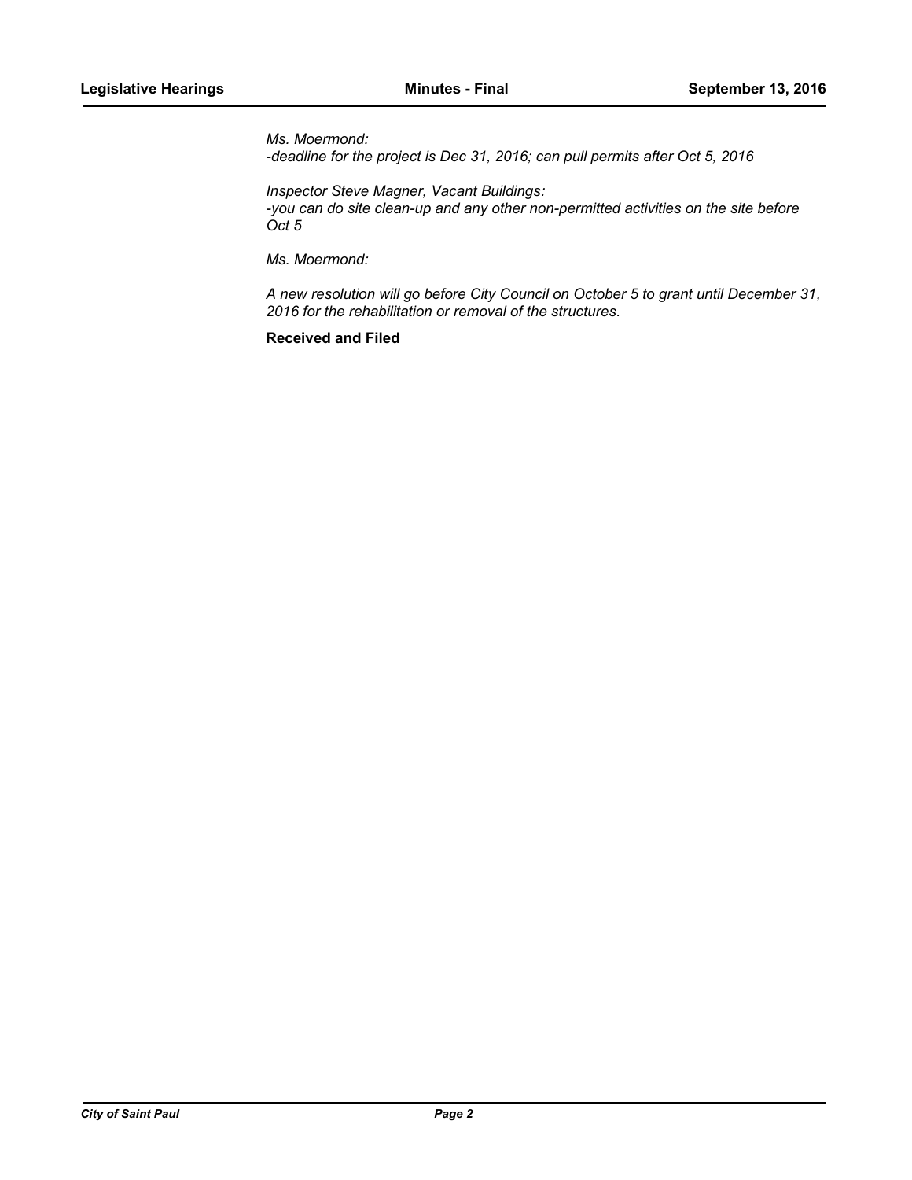*Ms. Moermond:*
*-deadline for the project is Dec 31, 2016; can pull permits after Oct 5, 2016*

*Inspector Steve Magner, Vacant Buildings:*
*-you can do site clean-up and any other non-permitted activities on the site before Oct 5*

*Ms. Moermond:*

*A new resolution will go before City Council on October 5 to grant until December 31, 2016 for the rehabilitation or removal of the structures.*

**Received and Filed**